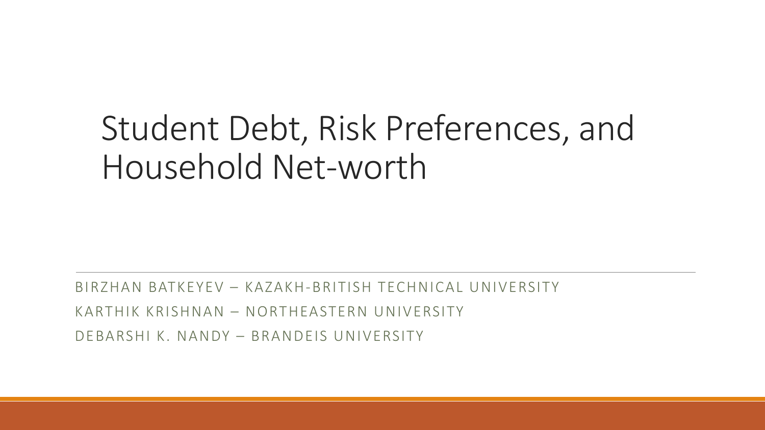# Student Debt, Risk Preferences, and Household Net-worth

BIRZHAN BATKEYEV – KAZAKH-BRITISH TECHNICAL UNIVERSITY

KARTHIK KRISHNAN – NORTHEASTERN UNIVERSITY

DEBARSHI K. NANDY – BRANDEIS UNIVERSITY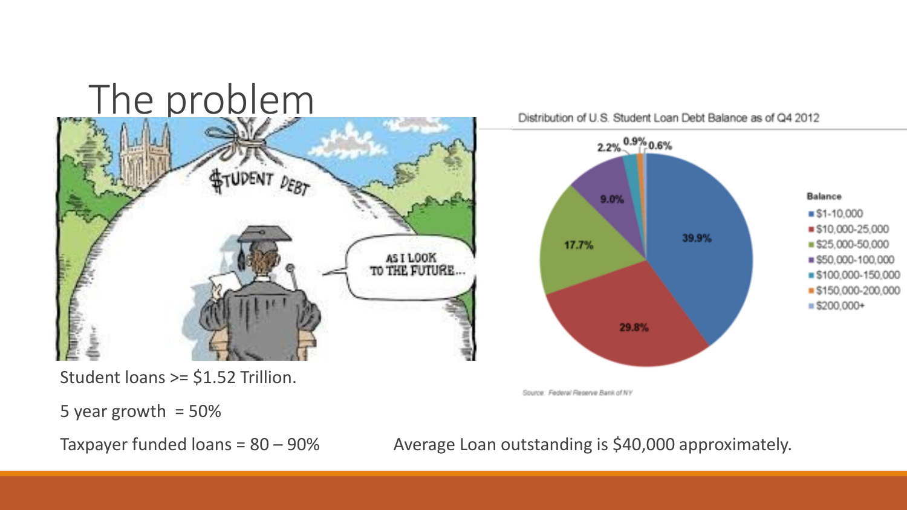# The problem

Student loans >= $1.52 Trillion.

5 year growth = 50%

Taxpayer funded loans = 80 – 90%

Distribution of U.S. Student Loan Debt Balance as of Q4 2012

| Balance | Share |
| --- | --- |
| $1-10,000 | 39.9% |
| $10,000-25,000 | 29.8% |
| $25,000-50,000 | 17.7% |
| $50,000-100,000 | 9.0% |
| $100,000-150,000 | 2.2% |
| $150,000-200,000 | 0.9% |
| $200,000+ | 0.6% |

Source: Federal Reserve Bank of NY

Average Loan outstanding is $40,000 approximately.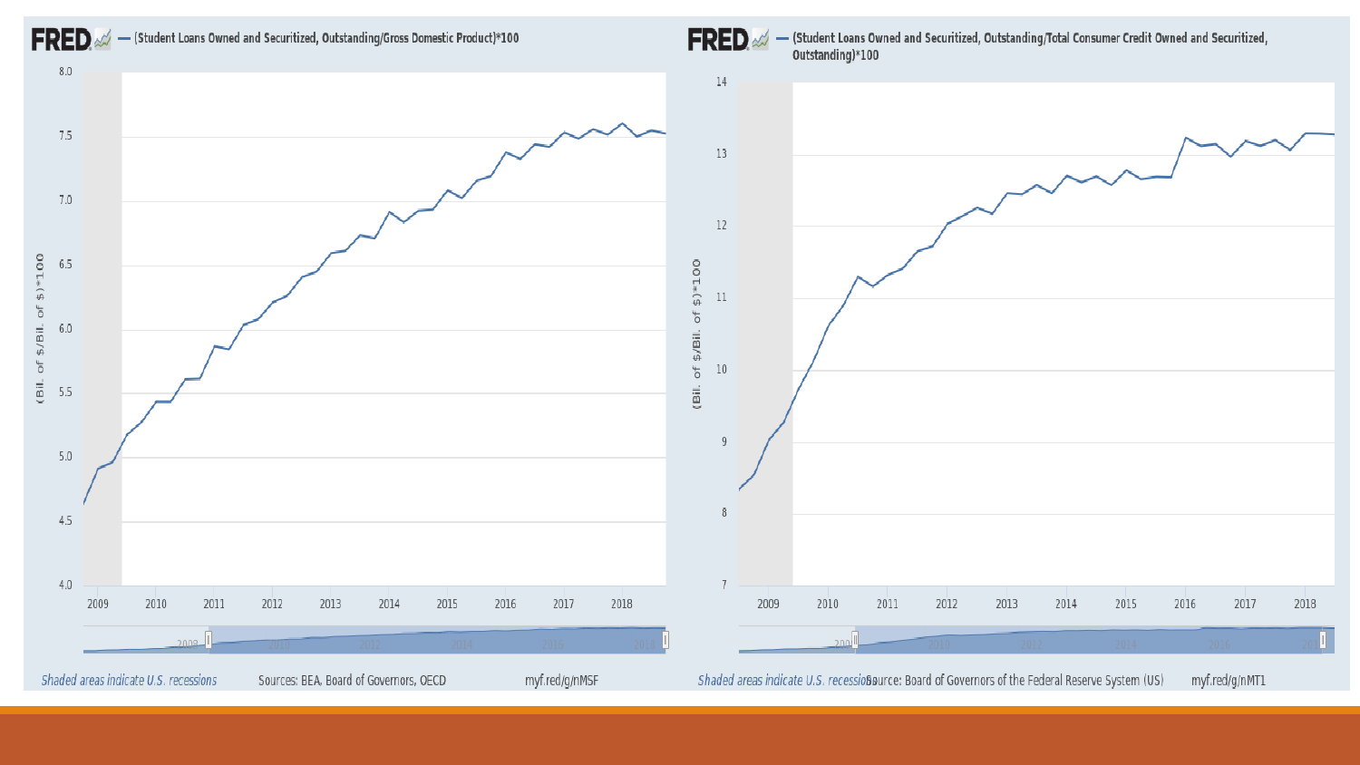FRED — (Student Loans Owned and Securitized, Outstanding/Gross Domestic Product)*100

(Bil. of $/Bil. of $)*100

Shaded areas indicate U.S. recessions

Sources: BEA, Board of Governors, OECD

myf.red/g/nMSF

FRED — (Student Loans Owned and Securitized, Outstanding/Total Consumer Credit Owned and Securitized, Outstanding)*100

(Bil. of $/Bil. of $)*100

Shaded areas indicate U.S. recessions

Source: Board of Governors of the Federal Reserve System (US)

myf.red/g/nMT1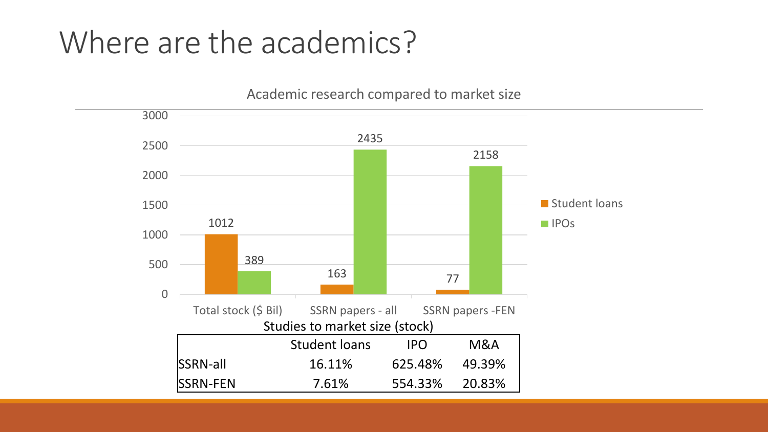# Where are the academics?

Academic research compared to market size

| | Student loans | IPOs |
|---|---|---|
| Total stock ($ Bil) | 1012 | 389 |
| SSRN papers - all | 163 | 2435 |
| SSRN papers -FEN | 77 | 2158 |

Studies to market size (stock)

| | Student loans | IPO | M&A |
|---|---|---|---|
| SSRN-all | 16.11% | 625.48% | 49.39% |
| SSRN-FEN | 7.61% | 554.33% | 20.83% |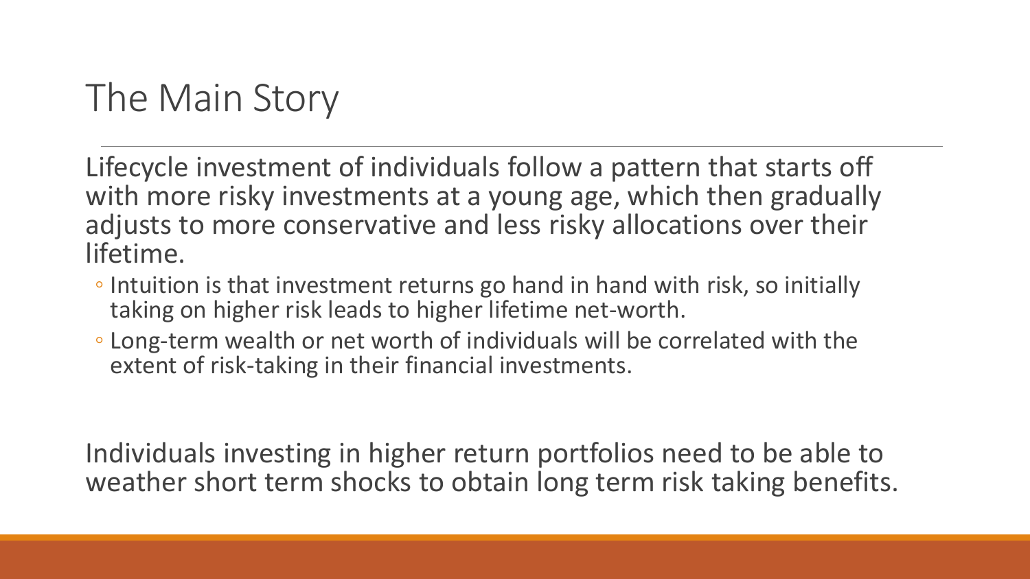# The Main Story

Lifecycle investment of individuals follow a pattern that starts off with more risky investments at a young age, which then gradually adjusts to more conservative and less risky allocations over their lifetime.

- Intuition is that investment returns go hand in hand with risk, so initially taking on higher risk leads to higher lifetime net-worth.
- Long-term wealth or net worth of individuals will be correlated with the extent of risk-taking in their financial investments.

Individuals investing in higher return portfolios need to be able to weather short term shocks to obtain long term risk taking benefits.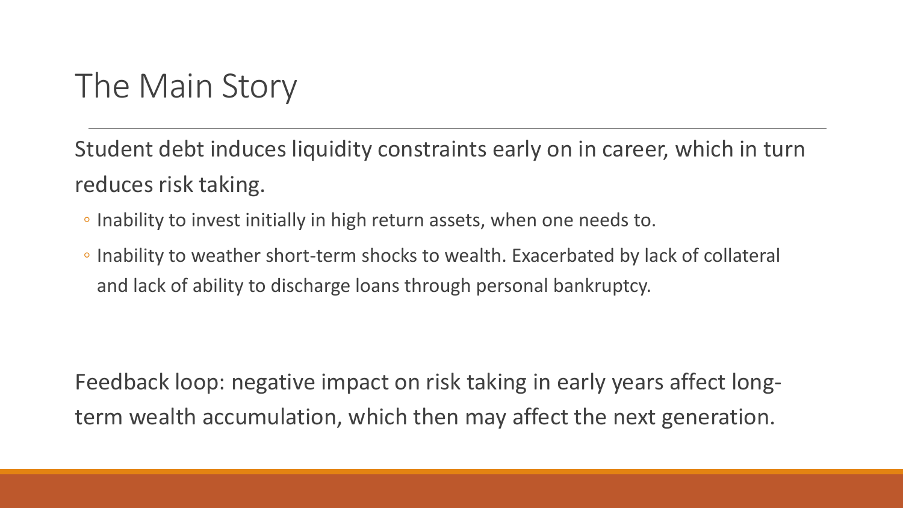# The Main Story

Student debt induces liquidity constraints early on in career, which in turn reduces risk taking.

- Inability to invest initially in high return assets, when one needs to.
- Inability to weather short-term shocks to wealth. Exacerbated by lack of collateral and lack of ability to discharge loans through personal bankruptcy.

Feedback loop: negative impact on risk taking in early years affect long-term wealth accumulation, which then may affect the next generation.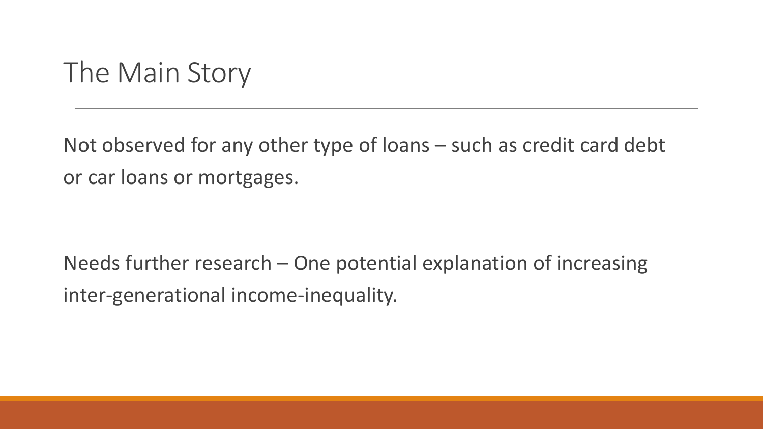# The Main Story

Not observed for any other type of loans – such as credit card debt or car loans or mortgages.

Needs further research – One potential explanation of increasing inter-generational income-inequality.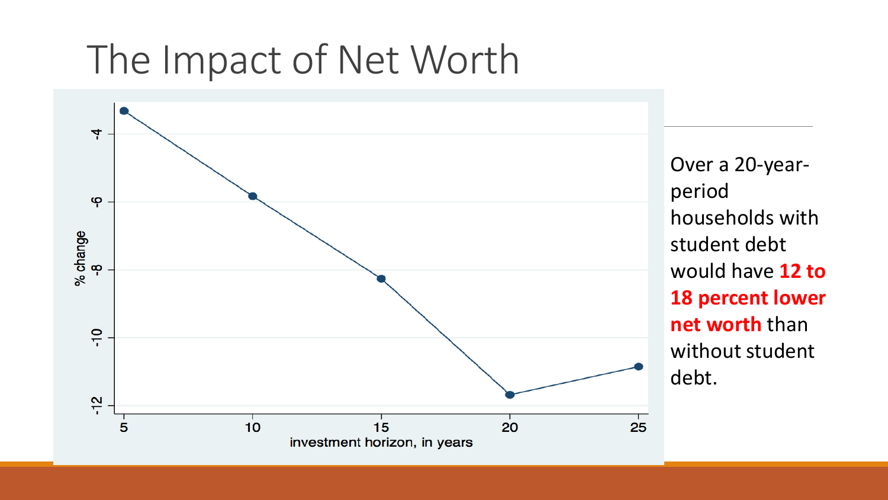# The Impact of Net Worth

Over a 20-year-period households with student debt would have **12 to 18 percent lower net worth** than without student debt.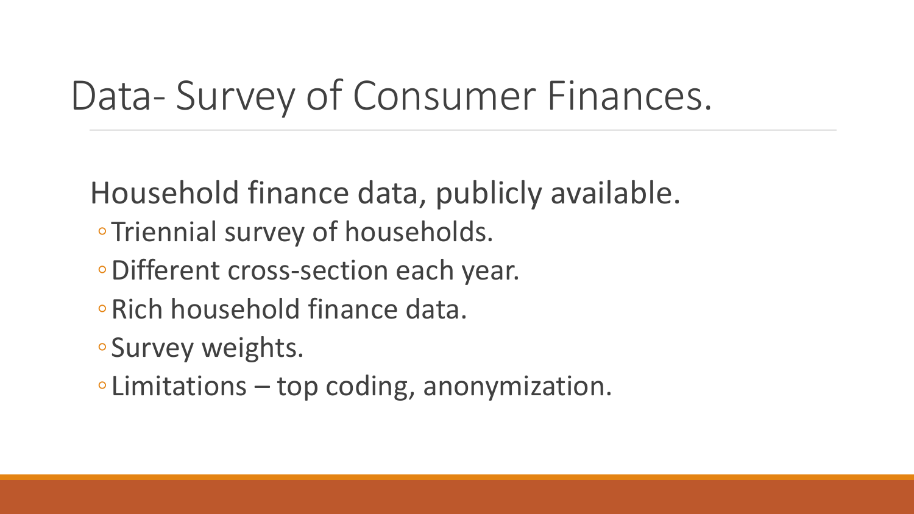# Data- Survey of Consumer Finances.

Household finance data, publicly available.

- Triennial survey of households.
- Different cross-section each year.
- Rich household finance data.
- Survey weights.
- Limitations – top coding, anonymization.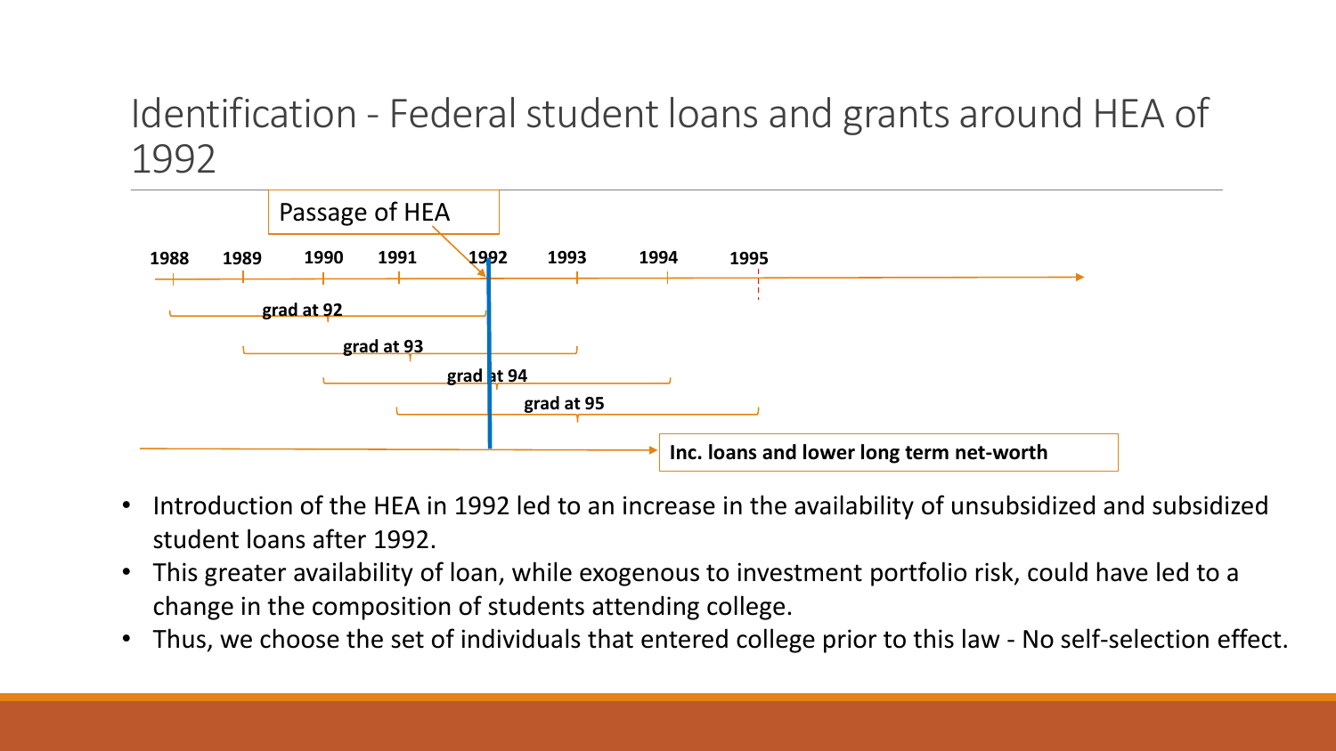# Identification - Federal student loans and grants around HEA of 1992

Passage of HEA

1988 1989 1990 1991 1992 1993 1994 1995

grad at 92

grad at 93

grad at 94

grad at 95

Inc. loans and lower long term net-worth

- Introduction of the HEA in 1992 led to an increase in the availability of unsubsidized and subsidized student loans after 1992.
- This greater availability of loan, while exogenous to investment portfolio risk, could have led to a change in the composition of students attending college.
- Thus, we choose the set of individuals that entered college prior to this law - No self-selection effect.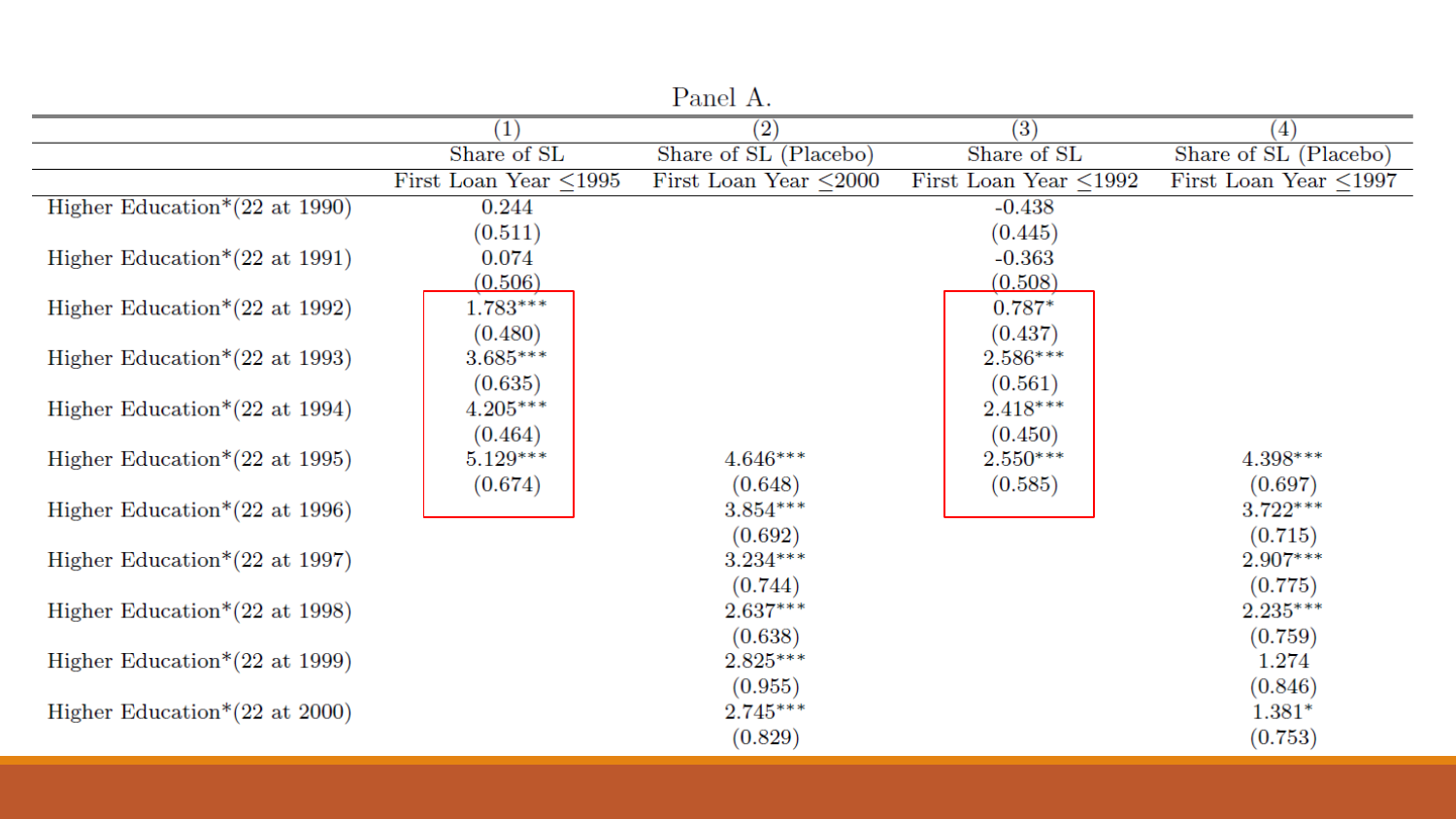Panel A.

| | (1) | (2) | (3) | (4) |
|---|---|---|---|---|
| | Share of SL | Share of SL (Placebo) | Share of SL | Share of SL (Placebo) |
| | First Loan Year ≤1995 | First Loan Year ≤2000 | First Loan Year ≤1992 | First Loan Year ≤1997 |
| Higher Education*(22 at 1990) | 0.244 | | -0.438 | |
| | (0.511) | | (0.445) | |
| Higher Education*(22 at 1991) | 0.074 | | -0.363 | |
| | (0.506) | | (0.508) | |
| Higher Education*(22 at 1992) | 1.783*** | | 0.787* | |
| | (0.480) | | (0.437) | |
| Higher Education*(22 at 1993) | 3.685*** | | 2.586*** | |
| | (0.635) | | (0.561) | |
| Higher Education*(22 at 1994) | 4.205*** | | 2.418*** | |
| | (0.464) | | (0.450) | |
| Higher Education*(22 at 1995) | 5.129*** | 4.646*** | 2.550*** | 4.398*** |
| | (0.674) | (0.648) | (0.585) | (0.697) |
| Higher Education*(22 at 1996) | | 3.854*** | | 3.722*** |
| | | (0.692) | | (0.715) |
| Higher Education*(22 at 1997) | | 3.234*** | | 2.907*** |
| | | (0.744) | | (0.775) |
| Higher Education*(22 at 1998) | | 2.637*** | | 2.235*** |
| | | (0.638) | | (0.759) |
| Higher Education*(22 at 1999) | | 2.825*** | | 1.274 |
| | | (0.955) | | (0.846) |
| Higher Education*(22 at 2000) | | 2.745*** | | 1.381* |
| | | (0.829) | | (0.753) |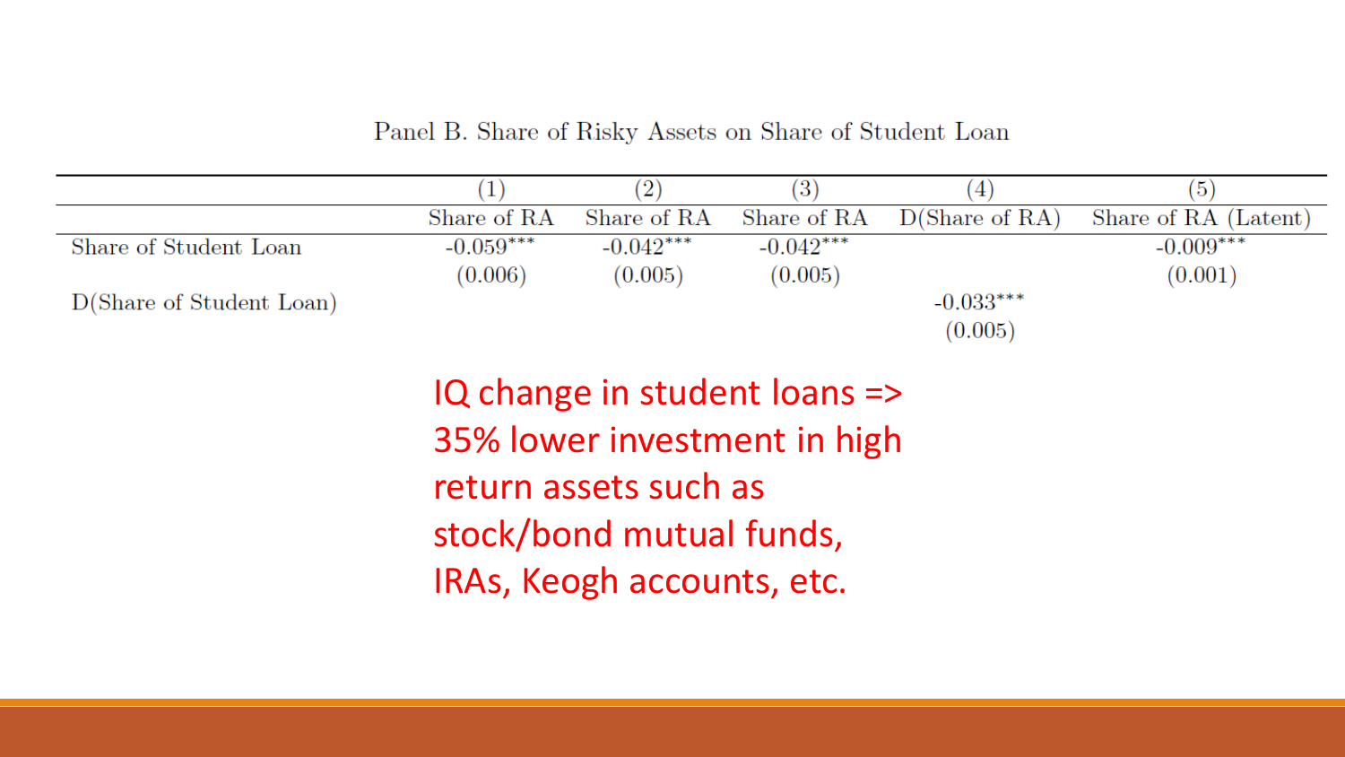Panel B. Share of Risky Assets on Share of Student Loan

| | (1) | (2) | (3) | (4) | (5) |
|---|---|---|---|---|---|
| | Share of RA | Share of RA | Share of RA | D(Share of RA) | Share of RA (Latent) |
| Share of Student Loan | -0.059*** | -0.042*** | -0.042*** | | -0.009*** |
| | (0.006) | (0.005) | (0.005) | | (0.001) |
| D(Share of Student Loan) | | | | -0.033*** | |
| | | | | (0.005) | |

IQ change in student loans => 35% lower investment in high return assets such as stock/bond mutual funds, IRAs, Keogh accounts, etc.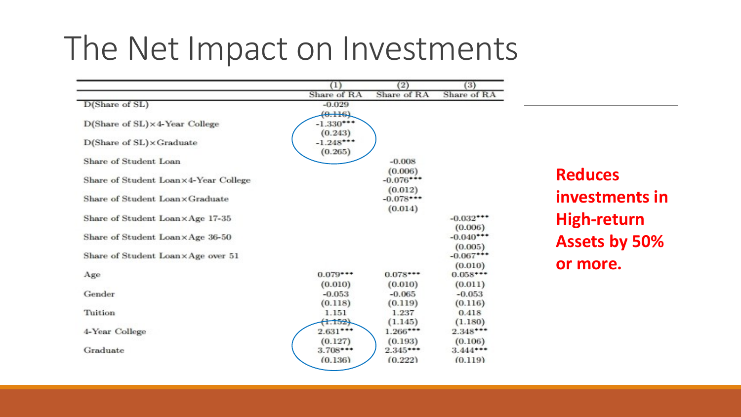# The Net Impact on Investments

| | (1) | (2) | (3) |
|---|---|---|---|
| | Share of RA | Share of RA | Share of RA |
| D(Share of SL) | -0.029 | | |
| | (0.116) | | |
| D(Share of SL)×4-Year College | -1.330*** | | |
| | (0.243) | | |
| D(Share of SL)×Graduate | -1.248*** | | |
| | (0.265) | | |
| Share of Student Loan | | -0.008 | |
| | | (0.006) | |
| Share of Student Loan×4-Year College | | -0.076*** | |
| | | (0.012) | |
| Share of Student Loan×Graduate | | -0.078*** | |
| | | (0.014) | |
| Share of Student Loan×Age 17-35 | | | -0.032*** |
| | | | (0.006) |
| Share of Student Loan×Age 36-50 | | | -0.040*** |
| | | | (0.005) |
| Share of Student Loan×Age over 51 | | | -0.067*** |
| | | | (0.010) |
| Age | 0.079*** | 0.078*** | 0.058*** |
| | (0.010) | (0.010) | (0.011) |
| Gender | -0.053 | -0.065 | -0.053 |
| | (0.118) | (0.119) | (0.116) |
| Tuition | 1.151 | 1.237 | 0.418 |
| | (1.152) | (1.145) | (1.180) |
| 4-Year College | 2.631*** | 1.266*** | 2.348*** |
| | (0.127) | (0.193) | (0.106) |
| Graduate | 3.708*** | 2.345*** | 3.444*** |
| | (0.136) | (0.222) | (0.119) |

**Reduces investments in High-return Assets by 50% or more.**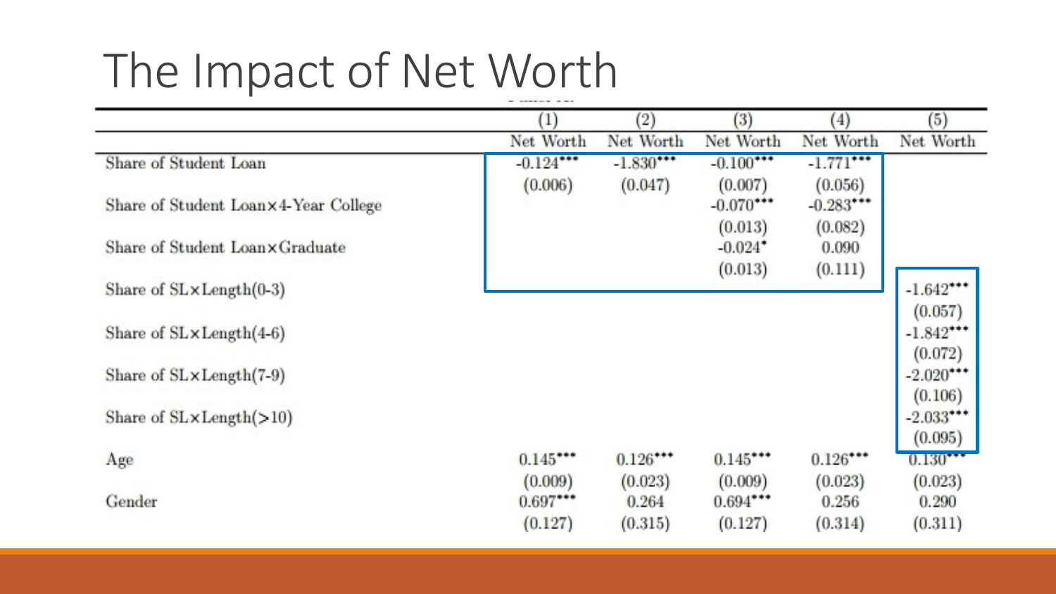# The Impact of Net Worth

| | (1) | (2) | (3) | (4) | (5) |
|---|---|---|---|---|---|
| | Net Worth | Net Worth | Net Worth | Net Worth | Net Worth |
| Share of Student Loan | -0.124*** | -1.830*** | -0.100*** | -1.771*** | |
| | (0.006) | (0.047) | (0.007) | (0.056) | |
| Share of Student Loan×4-Year College | | | -0.070*** | -0.283*** | |
| | | | (0.013) | (0.082) | |
| Share of Student Loan×Graduate | | | -0.024* | 0.090 | |
| | | | (0.013) | (0.111) | |
| Share of SL×Length(0-3) | | | | | -1.642*** |
| | | | | | (0.057) |
| Share of SL×Length(4-6) | | | | | -1.842*** |
| | | | | | (0.072) |
| Share of SL×Length(7-9) | | | | | -2.020*** |
| | | | | | (0.106) |
| Share of SL×Length(>10) | | | | | -2.033*** |
| | | | | | (0.095) |
| Age | 0.145*** | 0.126*** | 0.145*** | 0.126*** | 0.130*** |
| | (0.009) | (0.023) | (0.009) | (0.023) | (0.023) |
| Gender | 0.697*** | 0.264 | 0.694*** | 0.256 | 0.290 |
| | (0.127) | (0.315) | (0.127) | (0.314) | (0.311) |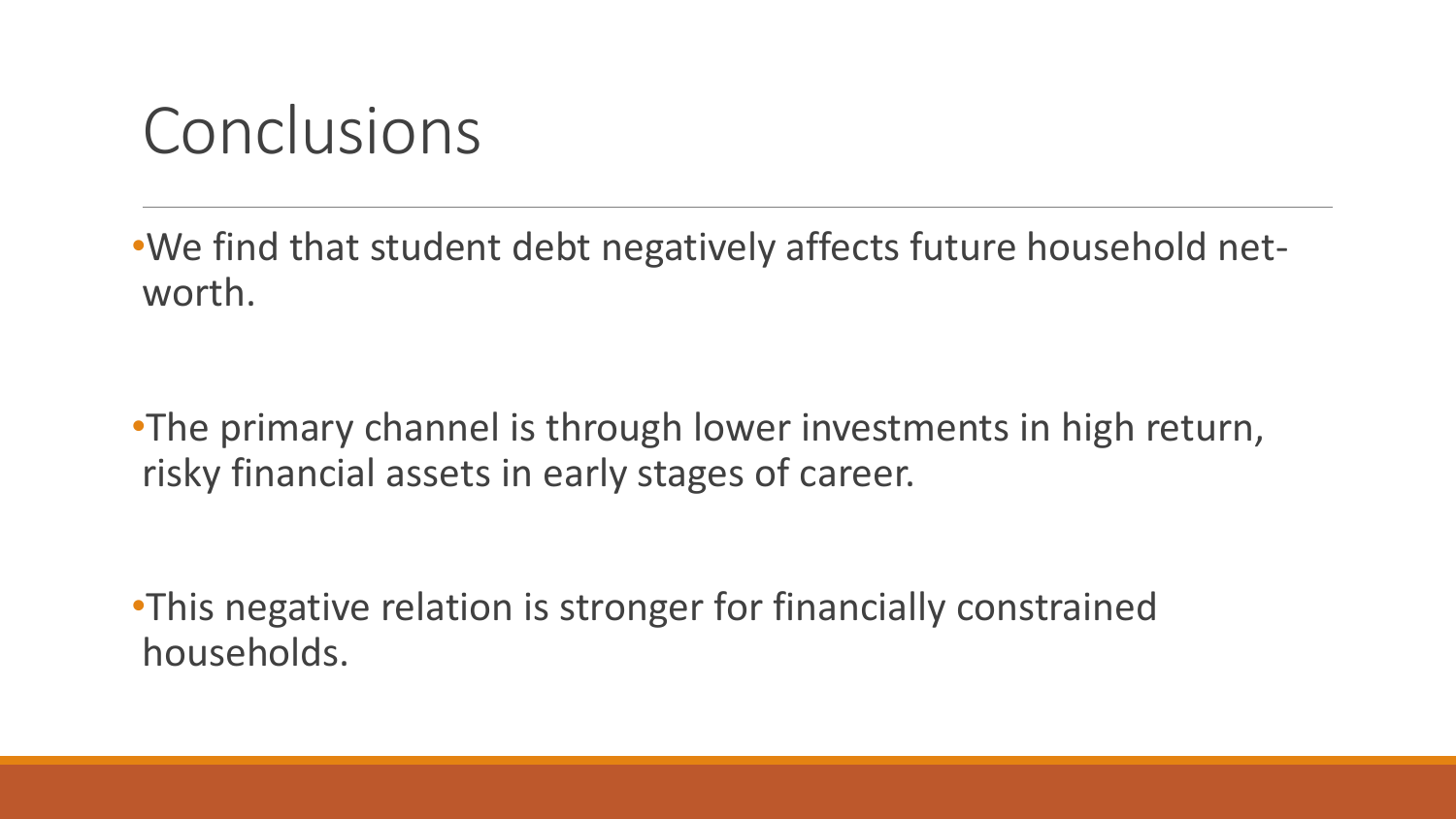# Conclusions

- We find that student debt negatively affects future household net-worth.

- The primary channel is through lower investments in high return, risky financial assets in early stages of career.

- This negative relation is stronger for financially constrained households.